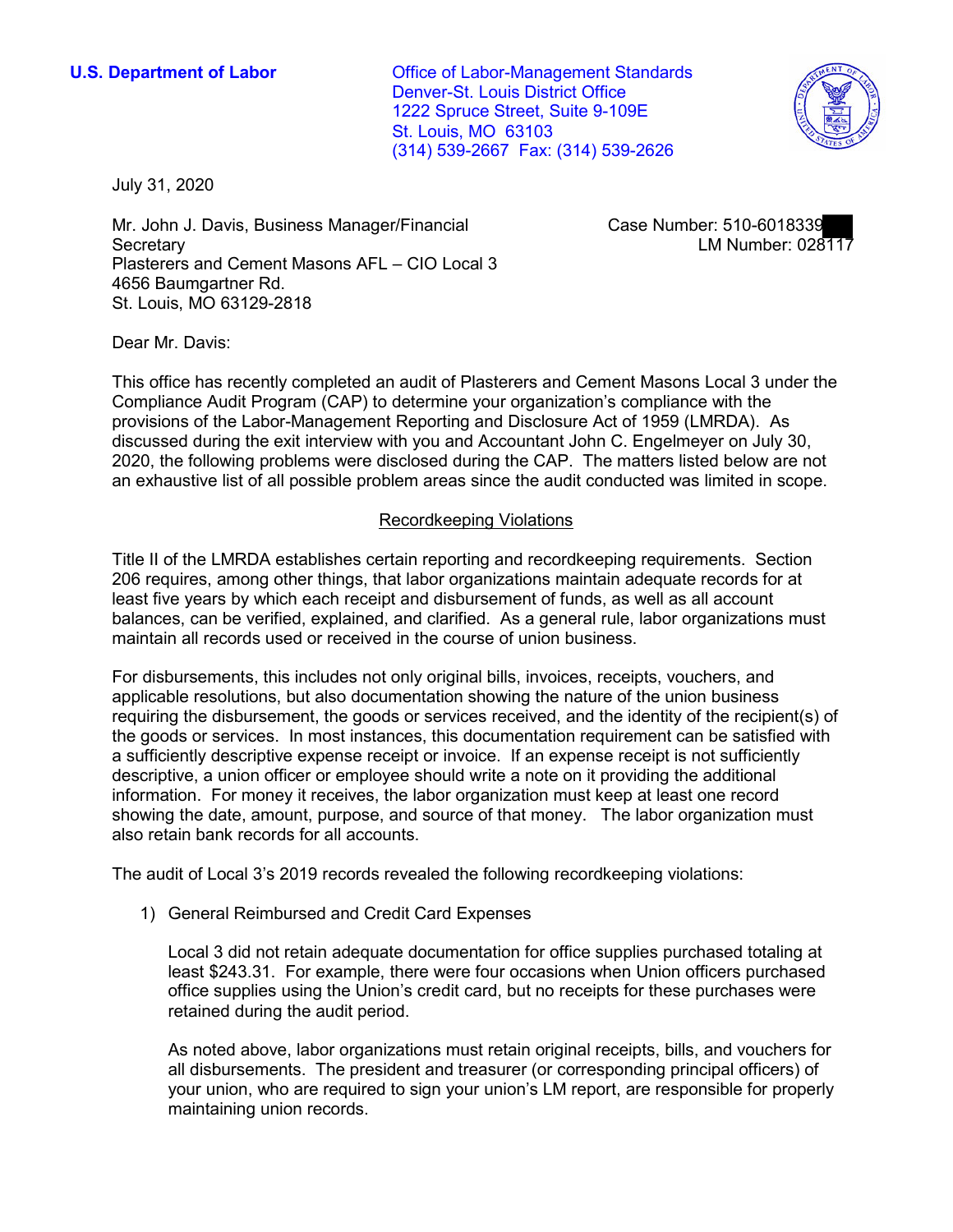**U.S. Department of Labor**

Office of Labor-Management Standards
Denver-St. Louis District Office
1222 Spruce Street, Suite 9-109E
St. Louis, MO 63103
(314) 539-2667 Fax: (314) 539-2626

July 31, 2020

Mr. John J. Davis, Business Manager/Financial Secretary
Plasterers and Cement Masons AFL – CIO Local 3
4656 Baumgartner Rd.
St. Louis, MO 63129-2818

Case Number: 510-6018339
LM Number: 028117

Dear Mr. Davis:

This office has recently completed an audit of Plasterers and Cement Masons Local 3 under the Compliance Audit Program (CAP) to determine your organization's compliance with the provisions of the Labor-Management Reporting and Disclosure Act of 1959 (LMRDA). As discussed during the exit interview with you and Accountant John C. Engelmeyer on July 30, 2020, the following problems were disclosed during the CAP. The matters listed below are not an exhaustive list of all possible problem areas since the audit conducted was limited in scope.

## Recordkeeping Violations

Title II of the LMRDA establishes certain reporting and recordkeeping requirements. Section 206 requires, among other things, that labor organizations maintain adequate records for at least five years by which each receipt and disbursement of funds, as well as all account balances, can be verified, explained, and clarified. As a general rule, labor organizations must maintain all records used or received in the course of union business.

For disbursements, this includes not only original bills, invoices, receipts, vouchers, and applicable resolutions, but also documentation showing the nature of the union business requiring the disbursement, the goods or services received, and the identity of the recipient(s) of the goods or services. In most instances, this documentation requirement can be satisfied with a sufficiently descriptive expense receipt or invoice. If an expense receipt is not sufficiently descriptive, a union officer or employee should write a note on it providing the additional information. For money it receives, the labor organization must keep at least one record showing the date, amount, purpose, and source of that money. The labor organization must also retain bank records for all accounts.

The audit of Local 3's 2019 records revealed the following recordkeeping violations:

1) General Reimbursed and Credit Card Expenses

   Local 3 did not retain adequate documentation for office supplies purchased totaling at least $243.31. For example, there were four occasions when Union officers purchased office supplies using the Union's credit card, but no receipts for these purchases were retained during the audit period.

   As noted above, labor organizations must retain original receipts, bills, and vouchers for all disbursements. The president and treasurer (or corresponding principal officers) of your union, who are required to sign your union's LM report, are responsible for properly maintaining union records.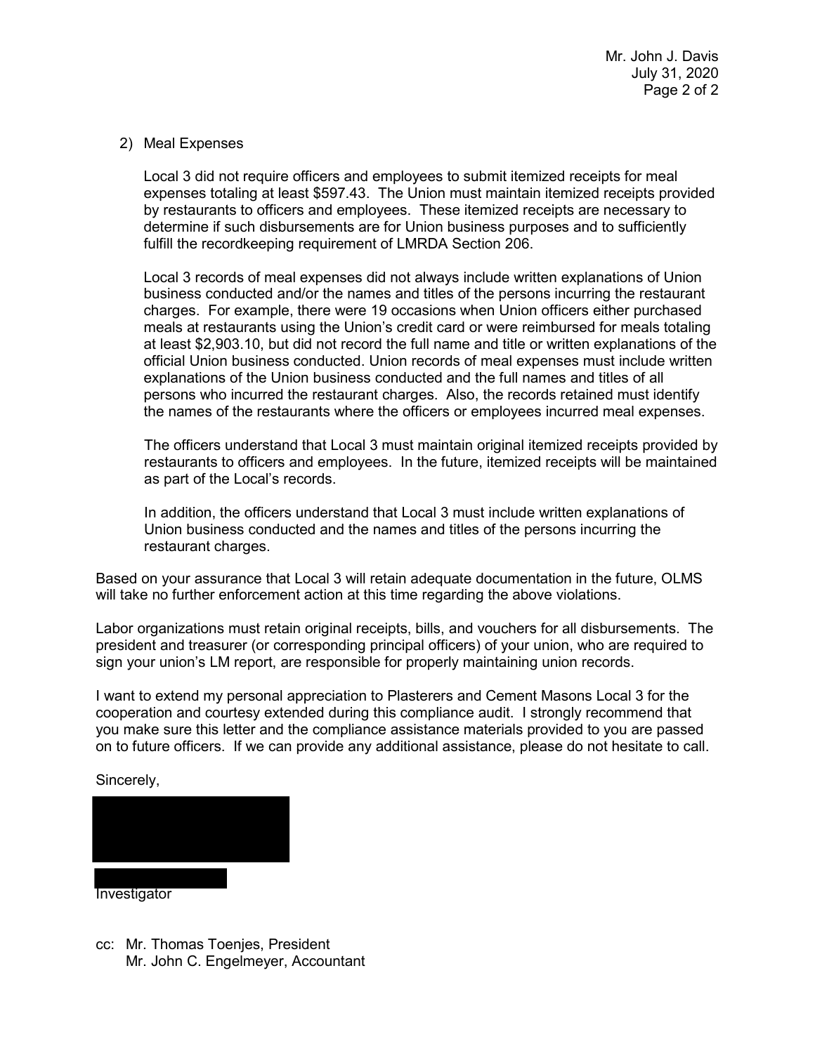Mr. John J. Davis
July 31, 2020

2) Meal Expenses

   Local 3 did not require officers and employees to submit itemized receipts for meal expenses totaling at least $597.43. The Union must maintain itemized receipts provided by restaurants to officers and employees. These itemized receipts are necessary to determine if such disbursements are for Union business purposes and to sufficiently fulfill the recordkeeping requirement of LMRDA Section 206.

   Local 3 records of meal expenses did not always include written explanations of Union business conducted and/or the names and titles of the persons incurring the restaurant charges. For example, there were 19 occasions when Union officers either purchased meals at restaurants using the Union's credit card or were reimbursed for meals totaling at least $2,903.10, but did not record the full name and title or written explanations of the official Union business conducted. Union records of meal expenses must include written explanations of the Union business conducted and the full names and titles of all persons who incurred the restaurant charges. Also, the records retained must identify the names of the restaurants where the officers or employees incurred meal expenses.

   The officers understand that Local 3 must maintain original itemized receipts provided by restaurants to officers and employees. In the future, itemized receipts will be maintained as part of the Local's records.

   In addition, the officers understand that Local 3 must include written explanations of Union business conducted and the names and titles of the persons incurring the restaurant charges.

Based on your assurance that Local 3 will retain adequate documentation in the future, OLMS will take no further enforcement action at this time regarding the above violations.

Labor organizations must retain original receipts, bills, and vouchers for all disbursements. The president and treasurer (or corresponding principal officers) of your union, who are required to sign your union's LM report, are responsible for properly maintaining union records.

I want to extend my personal appreciation to Plasterers and Cement Masons Local 3 for the cooperation and courtesy extended during this compliance audit. I strongly recommend that you make sure this letter and the compliance assistance materials provided to you are passed on to future officers. If we can provide any additional assistance, please do not hesitate to call.

Sincerely,

Investigator

cc: Mr. Thomas Toenjes, President
Mr. John C. Engelmeyer, Accountant